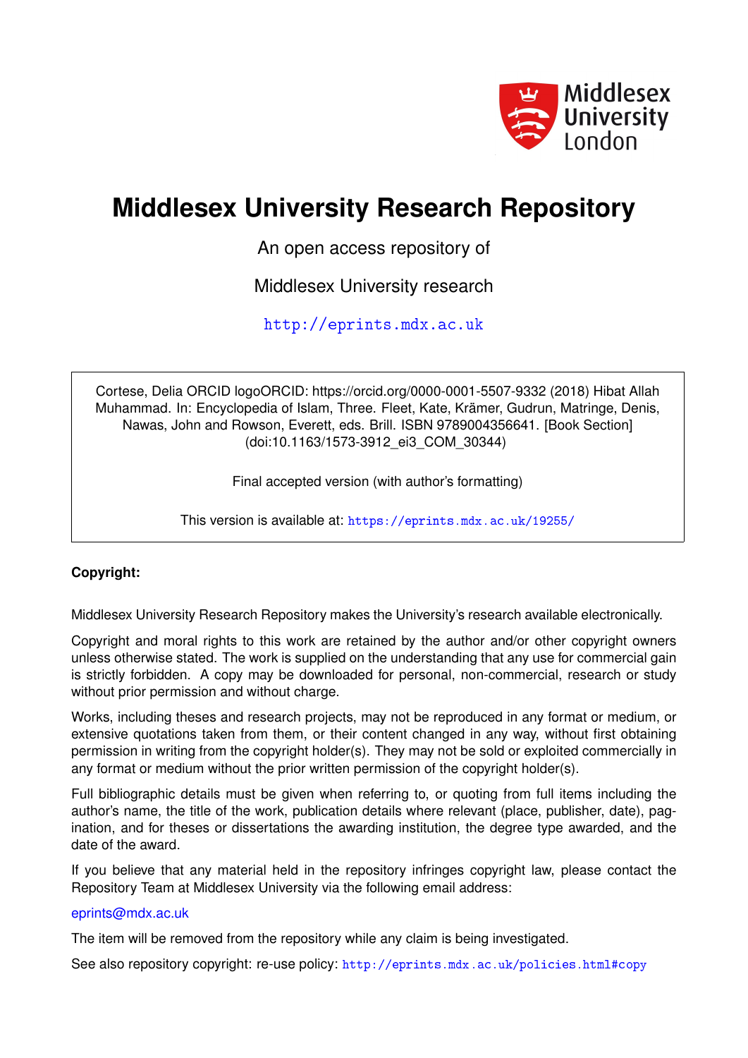Middlesex University London

# Middlesex University Research Repository

An open access repository of

Middlesex University research

http://eprints.mdx.ac.uk

Cortese, Delia ORCID logoORCID: https://orcid.org/0000-0001-5507-9332 (2018) Hibat Allah Muhammad. In: Encyclopedia of Islam, Three. Fleet, Kate, Krämer, Gudrun, Matringe, Denis, Nawas, John and Rowson, Everett, eds. Brill. ISBN 9789004356641. [Book Section] (doi:10.1163/1573-3912_ei3_COM_30344)

Final accepted version (with author's formatting)

This version is available at: https://eprints.mdx.ac.uk/19255/

**Copyright:**

Middlesex University Research Repository makes the University's research available electronically.

Copyright and moral rights to this work are retained by the author and/or other copyright owners unless otherwise stated. The work is supplied on the understanding that any use for commercial gain is strictly forbidden. A copy may be downloaded for personal, non-commercial, research or study without prior permission and without charge.

Works, including theses and research projects, may not be reproduced in any format or medium, or extensive quotations taken from them, or their content changed in any way, without first obtaining permission in writing from the copyright holder(s). They may not be sold or exploited commercially in any format or medium without the prior written permission of the copyright holder(s).

Full bibliographic details must be given when referring to, or quoting from full items including the author's name, the title of the work, publication details where relevant (place, publisher, date), pagination, and for theses or dissertations the awarding institution, the degree type awarded, and the date of the award.

If you believe that any material held in the repository infringes copyright law, please contact the Repository Team at Middlesex University via the following email address:

eprints@mdx.ac.uk

The item will be removed from the repository while any claim is being investigated.

See also repository copyright: re-use policy: http://eprints.mdx.ac.uk/policies.html#copy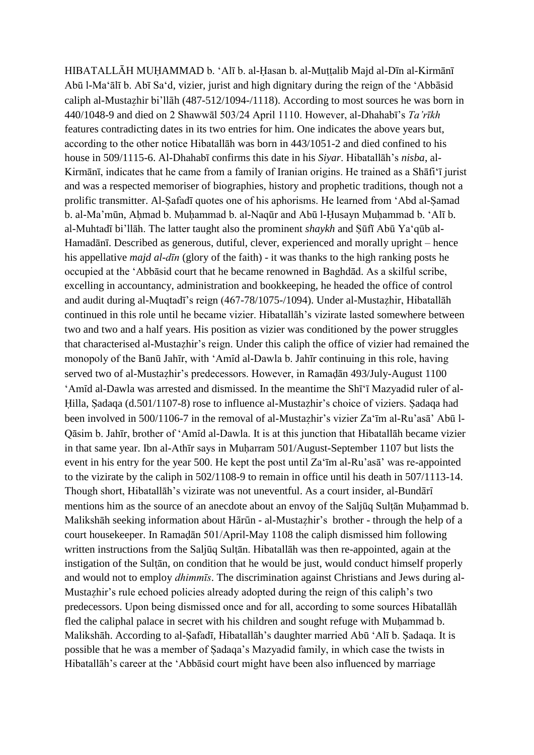HIBATALLĀH MUḤAMMAD b. ʿAlī b. al-Ḥasan b. al-Muṭṭalib Majd al-Dīn al-Kirmānī Abū l-Maʿālī b. Abī Saʿd, vizier, jurist and high dignitary during the reign of the ʿAbbāsid caliph al-Mustaẓhir bi'llāh (487-512/1094-/1118). According to most sources he was born in 440/1048-9 and died on 2 Shawwāl 503/24 April 1110. However, al-Dhahabī's *Ta'rīkh* features contradicting dates in its two entries for him. One indicates the above years but, according to the other notice Hibatallāh was born in 443/1051-2 and died confined to his house in 509/1115-6. Al-Dhahabī confirms this date in his *Siyar*. Hibatallāh's *nisba*, al-Kirmānī, indicates that he came from a family of Iranian origins. He trained as a Shāfiʿī jurist and was a respected memoriser of biographies, history and prophetic traditions, though not a prolific transmitter. Al-Ṣafadī quotes one of his aphorisms. He learned from ʿAbd al-Ṣamad b. al-Ma'mūn, Aḥmad b. Muḥammad b. al-Naqūr and Abū l-Ḥusayn Muḥammad b. ʿAlī b. al-Muhtadī bi'llāh. The latter taught also the prominent *shaykh* and Ṣūfī Abū Yaʿqūb al-Hamadānī. Described as generous, dutiful, clever, experienced and morally upright – hence his appellative *majd al-dīn* (glory of the faith) - it was thanks to the high ranking posts he occupied at the ʿAbbāsid court that he became renowned in Baghdād. As a skilful scribe, excelling in accountancy, administration and bookkeeping, he headed the office of control and audit during al-Muqtadī's reign (467-78/1075-/1094). Under al-Mustaẓhir, Hibatallāh continued in this role until he became vizier. Hibatallāh's vizirate lasted somewhere between two and two and a half years. His position as vizier was conditioned by the power struggles that characterised al-Mustaẓhir's reign. Under this caliph the office of vizier had remained the monopoly of the Banū Jahīr, with ʿAmīd al-Dawla b. Jahīr continuing in this role, having served two of al-Mustaẓhir's predecessors. However, in Ramaḍān 493/July-August 1100 ʿAmīd al-Dawla was arrested and dismissed. In the meantime the Shīʿī Mazyadid ruler of al-Ḥilla, Ṣadaqa (d.501/1107-8) rose to influence al-Mustaẓhir's choice of viziers. Ṣadaqa had been involved in 500/1106-7 in the removal of al-Mustaẓhir's vizier Zaʿīm al-Ru'asā' Abū l-Qāsim b. Jahīr, brother of ʿAmīd al-Dawla. It is at this junction that Hibatallāh became vizier in that same year. Ibn al-Athīr says in Muḥarram 501/August-September 1107 but lists the event in his entry for the year 500. He kept the post until Zaʿīm al-Ru'asā' was re-appointed to the vizirate by the caliph in 502/1108-9 to remain in office until his death in 507/1113-14. Though short, Hibatallāh's vizirate was not uneventful. As a court insider, al-Bundārī mentions him as the source of an anecdote about an envoy of the Saljūq Sulṭān Muḥammad b. Malikshāh seeking information about Hārūn - al-Mustaẓhir's brother - through the help of a court housekeeper. In Ramaḍān 501/April-May 1108 the caliph dismissed him following written instructions from the Saljūq Sulṭān. Hibatallāh was then re-appointed, again at the instigation of the Sulṭān, on condition that he would be just, would conduct himself properly and would not to employ *dhimmīs*. The discrimination against Christians and Jews during al-Mustaẓhir's rule echoed policies already adopted during the reign of this caliph's two predecessors. Upon being dismissed once and for all, according to some sources Hibatallāh fled the caliphal palace in secret with his children and sought refuge with Muḥammad b. Malikshāh. According to al-Ṣafadī, Hibatallāh's daughter married Abū ʿAlī b. Ṣadaqa. It is possible that he was a member of Ṣadaqa's Mazyadid family, in which case the twists in Hibatallāh's career at the ʿAbbāsid court might have been also influenced by marriage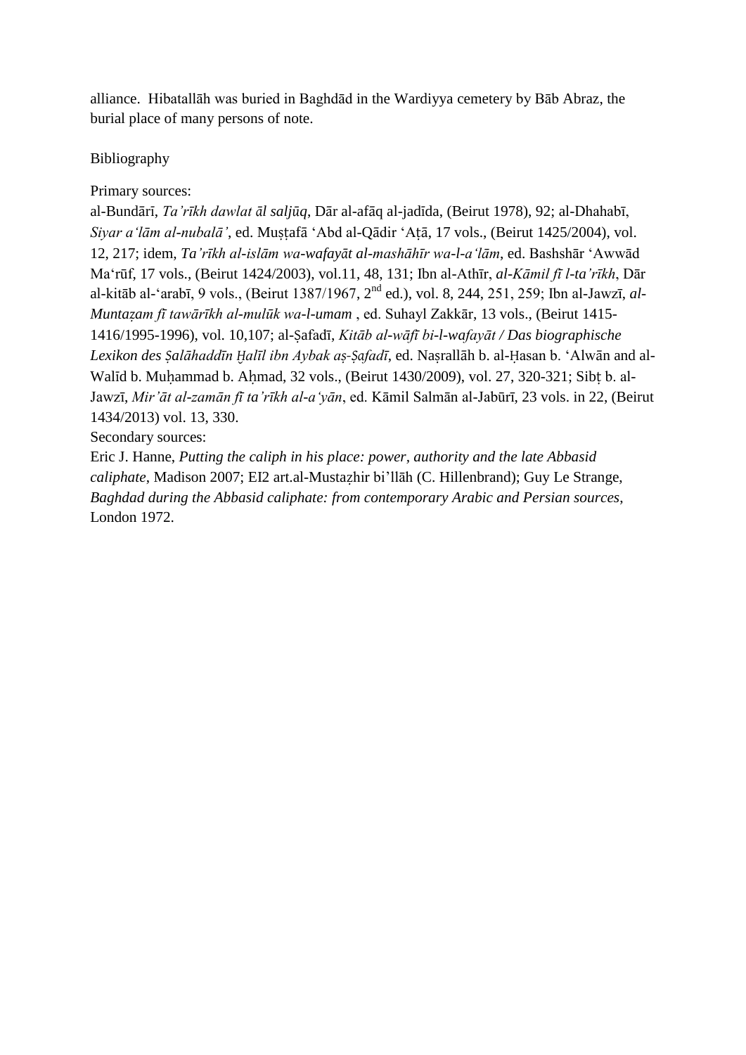alliance. Hibatallāh was buried in Baghdād in the Wardiyya cemetery by Bāb Abraz, the burial place of many persons of note.

Bibliography

Primary sources:
al-Bundārī, *Ta'rīkh dawlat āl saljūq*, Dār al-afāq al-jadīda, (Beirut 1978), 92; al-Dhahabī, *Siyar a'lām al-nubalā'*, ed. Muṣṭafā 'Abd al-Qādir 'Aṭā, 17 vols., (Beirut 1425/2004), vol. 12, 217; idem, *Ta'rīkh al-islām wa-wafayāt al-mashāhīr wa-l-a'lām*, ed. Bashshār 'Awwād Ma'rūf, 17 vols., (Beirut 1424/2003), vol.11, 48, 131; Ibn al-Athīr, *al-Kāmil fī l-ta'rīkh*, Dār al-kitāb al-'arabī, 9 vols., (Beirut 1387/1967, 2nd ed.), vol. 8, 244, 251, 259; Ibn al-Jawzī, *al-Muntaẓam fī tawārīkh al-mulūk wa-l-umam* , ed. Suhayl Zakkār, 13 vols., (Beirut 1415-1416/1995-1996), vol. 10,107; al-Ṣafadī, *Kitāb al-wāfī bi-l-wafayāt / Das biographische Lexikon des Ṣalāhaddīn Ḫalīl ibn Aybak aṣ-Ṣafadī*, ed. Naṣrallāh b. al-Ḥasan b. 'Alwān and al-Walīd b. Muḥammad b. Aḥmad, 32 vols., (Beirut 1430/2009), vol. 27, 320-321; Sibṭ b. al-Jawzī, *Mir'āt al-zamān fī ta'rīkh al-a'yān*, ed. Kāmil Salmān al-Jabūrī, 23 vols. in 22, (Beirut 1434/2013) vol. 13, 330.
Secondary sources:
Eric J. Hanne, *Putting the caliph in his place: power, authority and the late Abbasid caliphate*, Madison 2007; EI2 art.al-Mustaẓhir bi'llāh (C. Hillenbrand); Guy Le Strange, *Baghdad during the Abbasid caliphate: from contemporary Arabic and Persian sources*, London 1972.